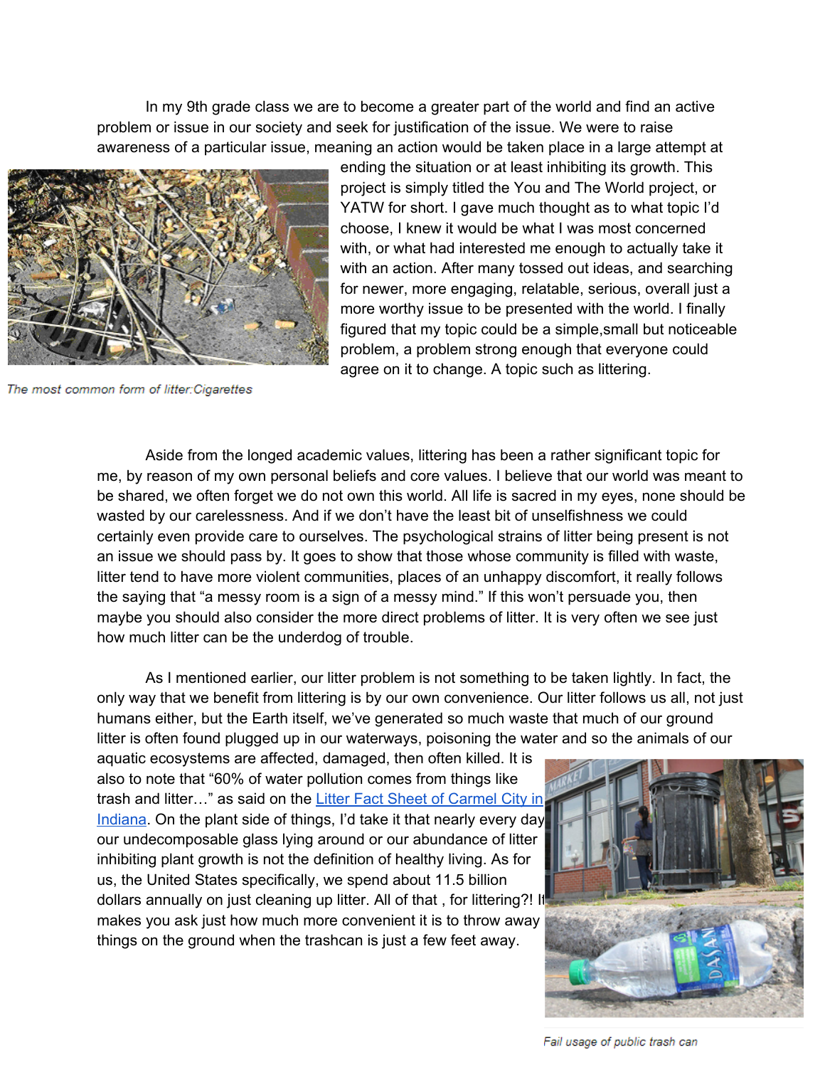In my 9th grade class we are to become a greater part of the world and find an active problem or issue in our society and seek for justification of the issue. We were to raise awareness of a particular issue, meaning an action would be taken place in a large attempt at ending the situation or at least inhibiting its growth. This project is simply titled the You and The World project, or YATW for short. I gave much thought as to what topic I'd choose, I knew it would be what I was most concerned with, or what had interested me enough to actually take it with an action. After many tossed out ideas, and searching for newer, more engaging, relatable, serious, overall just a more worthy issue to be presented with the world. I finally figured that my topic could be a simple,small but noticeable problem, a problem strong enough that everyone could agree on it to change. A topic such as littering.

*The most common form of litter:Cigarettes*

Aside from the longed academic values, littering has been a rather significant topic for me, by reason of my own personal beliefs and core values. I believe that our world was meant to be shared, we often forget we do not own this world. All life is sacred in my eyes, none should be wasted by our carelessness. And if we don't have the least bit of unselfishness we could certainly even provide care to ourselves. The psychological strains of litter being present is not an issue we should pass by. It goes to show that those whose community is filled with waste, litter tend to have more violent communities, places of an unhappy discomfort, it really follows the saying that "a messy room is a sign of a messy mind." If this won't persuade you, then maybe you should also consider the more direct problems of litter. It is very often we see just how much litter can be the underdog of trouble.

As I mentioned earlier, our litter problem is not something to be taken lightly. In fact, the only way that we benefit from littering is by our own convenience. Our litter follows us all, not just humans either, but the Earth itself, we've generated so much waste that much of our ground litter is often found plugged up in our waterways, poisoning the water and so the animals of our aquatic ecosystems are affected, damaged, then often killed. It is also to note that "60% of water pollution comes from things like trash and litter…" as said on the [Litter Fact Sheet of Carmel City in Indiana](). On the plant side of things, I'd take it that nearly every day our undecomposable glass lying around or our abundance of litter inhibiting plant growth is not the definition of healthy living. As for us, the United States specifically, we spend about 11.5 billion dollars annually on just cleaning up litter. All of that , for littering?! It makes you ask just how much more convenient it is to throw away things on the ground when the trashcan is just a few feet away.

*Fail usage of public trash can*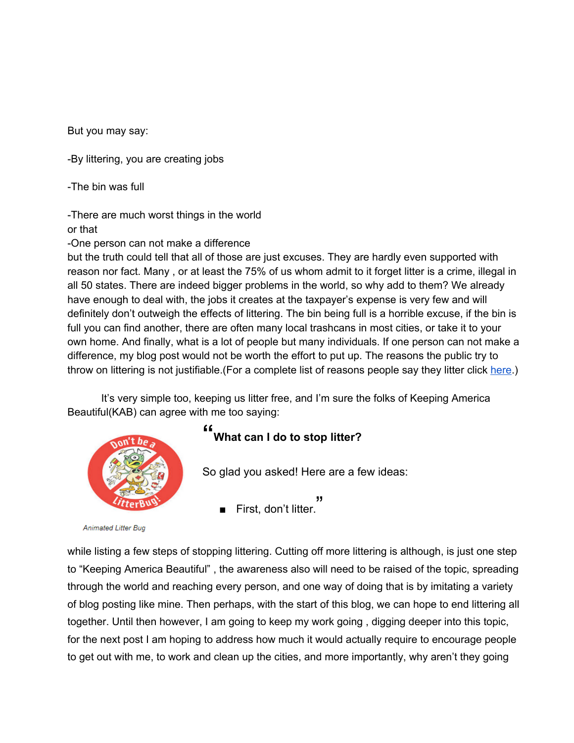But you may say:

-By littering, you are creating jobs

-The bin was full

-There are much worst things in the world
or that
-One person can not make a difference
but the truth could tell that all of those are just excuses. They are hardly even supported with reason nor fact. Many , or at least the 75% of us whom admit to it forget litter is a crime, illegal in all 50 states. There are indeed bigger problems in the world, so why add to them? We already have enough to deal with, the jobs it creates at the taxpayer's expense is very few and will definitely don't outweigh the effects of littering. The bin being full is a horrible excuse, if the bin is full you can find another, there are often many local trashcans in most cities, or take it to your own home. And finally, what is a lot of people but many individuals. If one person can not make a difference, my blog post would not be worth the effort to put up. The reasons the public try to throw on littering is not justifiable.(For a complete list of reasons people say they litter click [here](#).)

It's very simple too, keeping us litter free, and I'm sure the folks of Keeping America Beautiful(KAB) can agree with me too saying:

Animated Litter Bug

> "**What can I do to stop litter?**
>
> So glad you asked! Here are a few ideas:
>
> - First, don't litter."

while listing a few steps of stopping littering. Cutting off more littering is although, is just one step to "Keeping America Beautiful" , the awareness also will need to be raised of the topic, spreading through the world and reaching every person, and one way of doing that is by imitating a variety of blog posting like mine. Then perhaps, with the start of this blog, we can hope to end littering all together. Until then however, I am going to keep my work going , digging deeper into this topic, for the next post I am hoping to address how much it would actually require to encourage people to get out with me, to work and clean up the cities, and more importantly, why aren't they going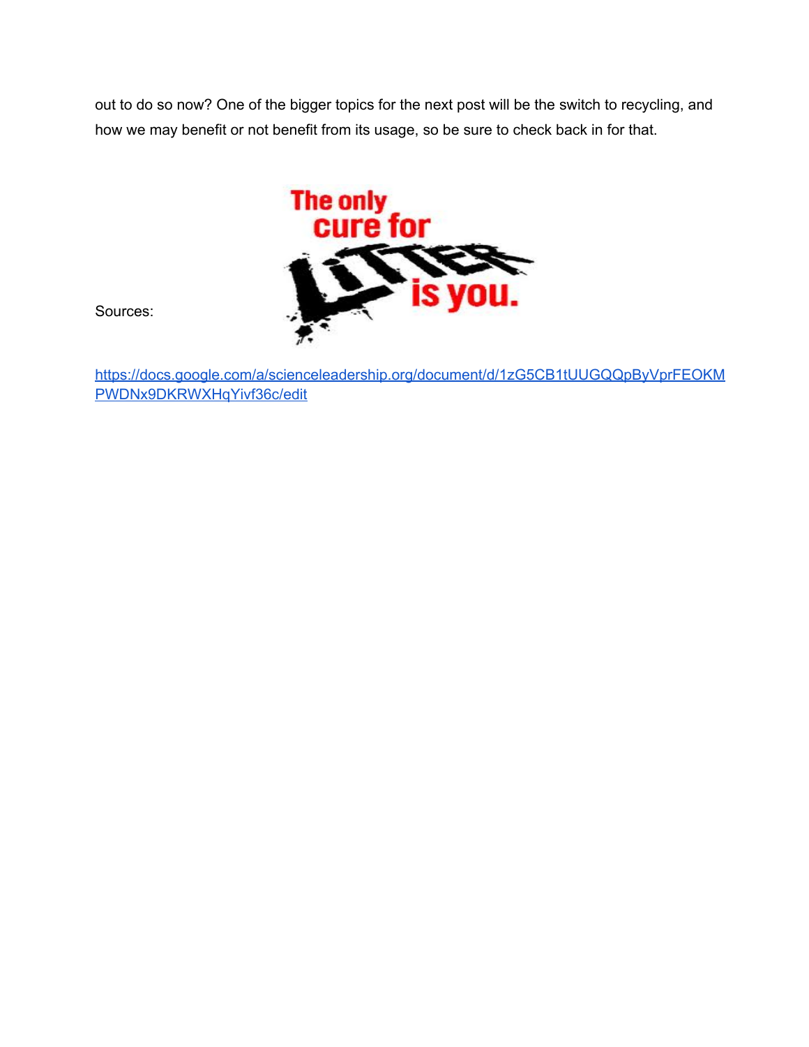out to do so now? One of the bigger topics for the next post will be the switch to recycling, and how we may benefit or not benefit from its usage, so be sure to check back in for that.

Sources:

https://docs.google.com/a/scienceleadership.org/document/d/1zG5CB1tUUGQQpByVprFEOKMPWDNx9DKRWXHqYivf36c/edit